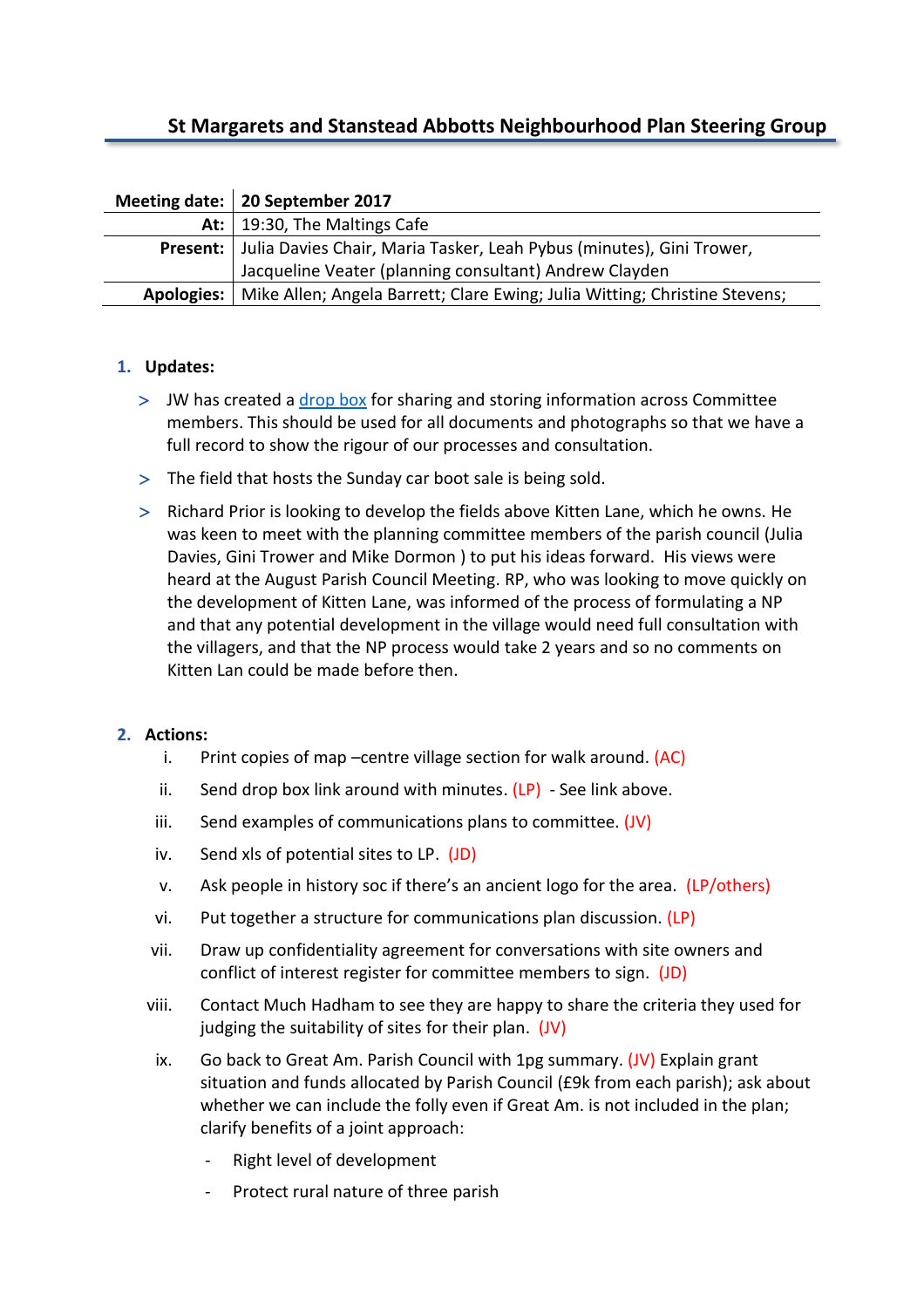# St Margarets and Stanstead Abbotts Neighbourhood Plan Steering Group

| Meeting date: | 20 September 2017 |
|---|---|
| At: | 19:30, The Maltings Cafe |
| Present: | Julia Davies Chair, Maria Tasker, Leah Pybus (minutes), Gini Trower, Jacqueline Veater (planning consultant) Andrew Clayden |
| Apologies: | Mike Allen; Angela Barrett; Clare Ewing; Julia Witting; Christine Stevens; |

1. **Updates:**

> JW has created a drop box for sharing and storing information across Committee members. This should be used for all documents and photographs so that we have a full record to show the rigour of our processes and consultation.

> The field that hosts the Sunday car boot sale is being sold.

> Richard Prior is looking to develop the fields above Kitten Lane, which he owns. He was keen to meet with the planning committee members of the parish council (Julia Davies, Gini Trower and Mike Dormon ) to put his ideas forward. His views were heard at the August Parish Council Meeting. RP, who was looking to move quickly on the development of Kitten Lane, was informed of the process of formulating a NP and that any potential development in the village would need full consultation with the villagers, and that the NP process would take 2 years and so no comments on Kitten Lan could be made before then.

2. **Actions:**

   i. Print copies of map –centre village section for walk around. (AC)

   ii. Send drop box link around with minutes. (LP) - See link above.

   iii. Send examples of communications plans to committee. (JV)

   iv. Send xls of potential sites to LP. (JD)

   v. Ask people in history soc if there's an ancient logo for the area. (LP/others)

   vi. Put together a structure for communications plan discussion. (LP)

   vii. Draw up confidentiality agreement for conversations with site owners and conflict of interest register for committee members to sign. (JD)

   viii. Contact Much Hadham to see they are happy to share the criteria they used for judging the suitability of sites for their plan. (JV)

   ix. Go back to Great Am. Parish Council with 1pg summary. (JV) Explain grant situation and funds allocated by Parish Council (£9k from each parish); ask about whether we can include the folly even if Great Am. is not included in the plan; clarify benefits of a joint approach:

      - Right level of development
      - Protect rural nature of three parish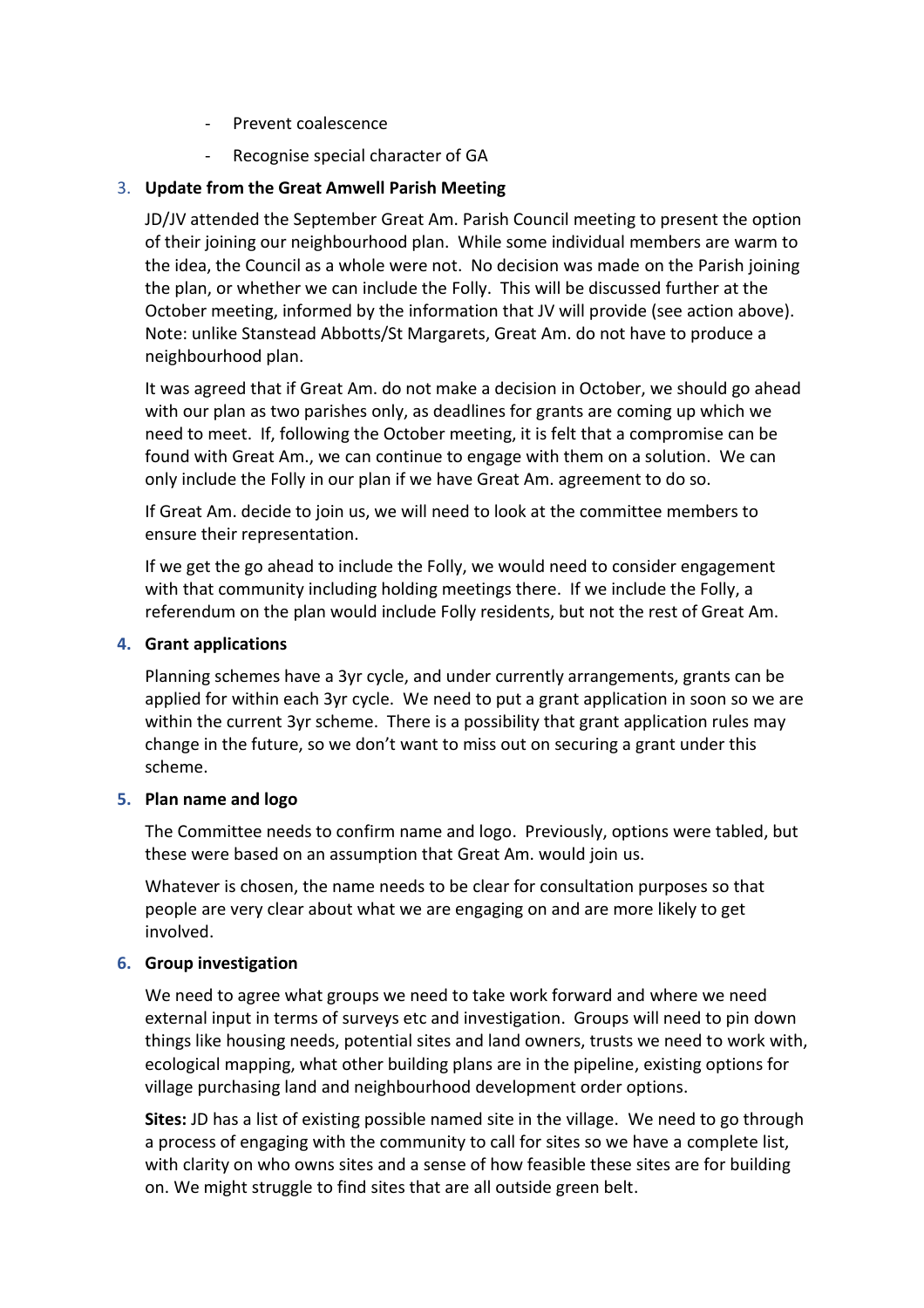- Prevent coalescence
- Recognise special character of GA

3. **Update from the Great Amwell Parish Meeting**

   JD/JV attended the September Great Am. Parish Council meeting to present the option of their joining our neighbourhood plan. While some individual members are warm to the idea, the Council as a whole were not. No decision was made on the Parish joining the plan, or whether we can include the Folly. This will be discussed further at the October meeting, informed by the information that JV will provide (see action above). Note: unlike Stanstead Abbotts/St Margarets, Great Am. do not have to produce a neighbourhood plan.

   It was agreed that if Great Am. do not make a decision in October, we should go ahead with our plan as two parishes only, as deadlines for grants are coming up which we need to meet. If, following the October meeting, it is felt that a compromise can be found with Great Am., we can continue to engage with them on a solution. We can only include the Folly in our plan if we have Great Am. agreement to do so.

   If Great Am. decide to join us, we will need to look at the committee members to ensure their representation.

   If we get the go ahead to include the Folly, we would need to consider engagement with that community including holding meetings there. If we include the Folly, a referendum on the plan would include Folly residents, but not the rest of Great Am.

4. **Grant applications**

   Planning schemes have a 3yr cycle, and under currently arrangements, grants can be applied for within each 3yr cycle. We need to put a grant application in soon so we are within the current 3yr scheme. There is a possibility that grant application rules may change in the future, so we don't want to miss out on securing a grant under this scheme.

5. **Plan name and logo**

   The Committee needs to confirm name and logo. Previously, options were tabled, but these were based on an assumption that Great Am. would join us.

   Whatever is chosen, the name needs to be clear for consultation purposes so that people are very clear about what we are engaging on and are more likely to get involved.

6. **Group investigation**

   We need to agree what groups we need to take work forward and where we need external input in terms of surveys etc and investigation. Groups will need to pin down things like housing needs, potential sites and land owners, trusts we need to work with, ecological mapping, what other building plans are in the pipeline, existing options for village purchasing land and neighbourhood development order options.

   **Sites:** JD has a list of existing possible named site in the village. We need to go through a process of engaging with the community to call for sites so we have a complete list, with clarity on who owns sites and a sense of how feasible these sites are for building on. We might struggle to find sites that are all outside green belt.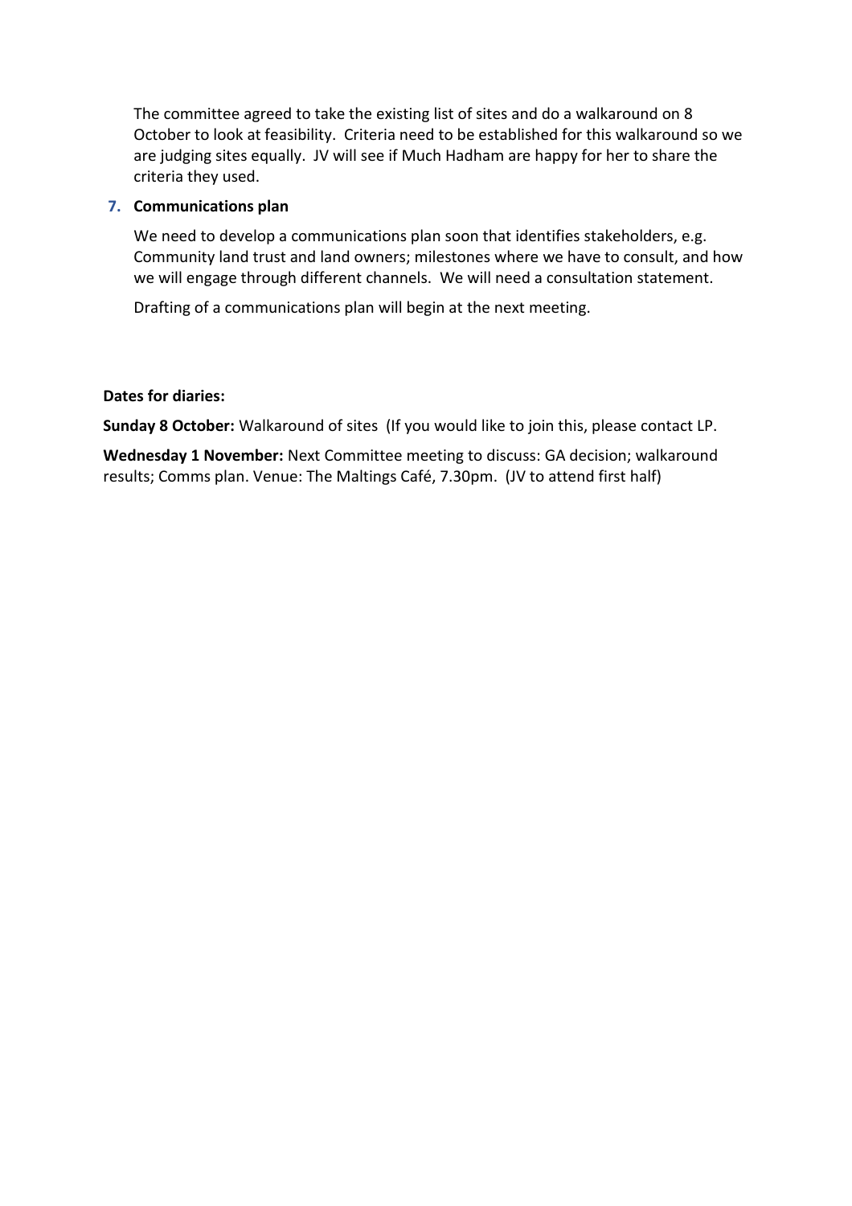The committee agreed to take the existing list of sites and do a walkaround on 8 October to look at feasibility. Criteria need to be established for this walkaround so we are judging sites equally. JV will see if Much Hadham are happy for her to share the criteria they used.

7. **Communications plan**

We need to develop a communications plan soon that identifies stakeholders, e.g. Community land trust and land owners; milestones where we have to consult, and how we will engage through different channels. We will need a consultation statement.

Drafting of a communications plan will begin at the next meeting.

**Dates for diaries:**

**Sunday 8 October:** Walkaround of sites (If you would like to join this, please contact LP.

**Wednesday 1 November:** Next Committee meeting to discuss: GA decision; walkaround results; Comms plan. Venue: The Maltings Café, 7.30pm. (JV to attend first half)